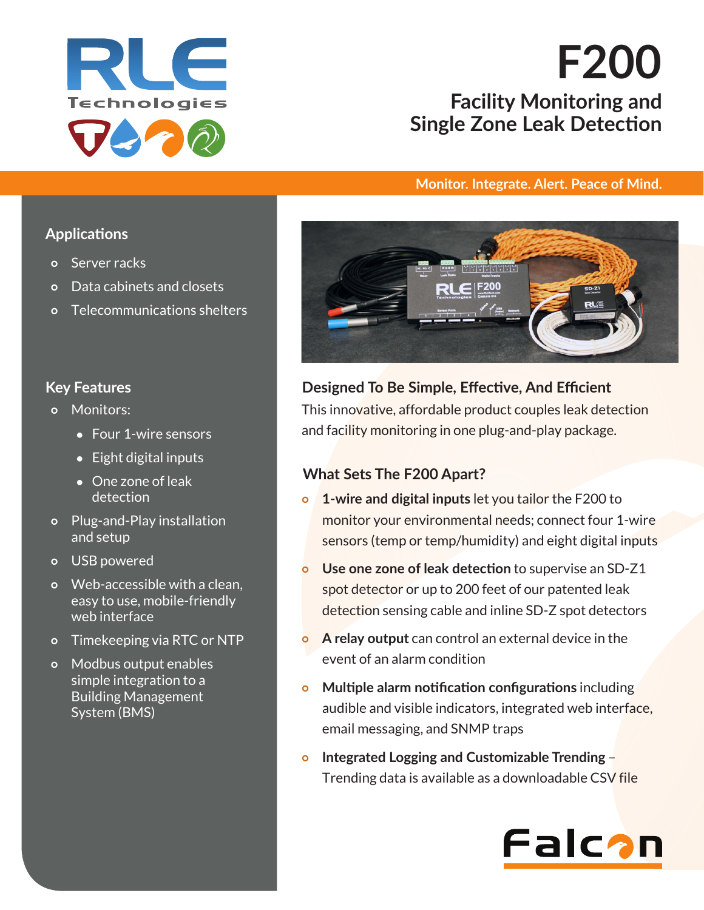# F200

## Facility Monitoring and Single Zone Leak Detection

Monitor. Integrate. Alert. Peace of Mind.

### Applications

- Server racks
- Data cabinets and closets
- Telecommunications shelters

### Key Features

- Monitors:
  - Four 1-wire sensors
  - Eight digital inputs
  - One zone of leak detection
- Plug-and-Play installation and setup
- USB powered
- Web-accessible with a clean, easy to use, mobile-friendly web interface
- Timekeeping via RTC or NTP
- Modbus output enables simple integration to a Building Management System (BMS)

### Designed To Be Simple, Effective, And Efficient

This innovative, affordable product couples leak detection and facility monitoring in one plug-and-play package.

### What Sets The F200 Apart?

- **1-wire and digital inputs** let you tailor the F200 to monitor your environmental needs; connect four 1-wire sensors (temp or temp/humidity) and eight digital inputs
- **Use one zone of leak detection** to supervise an SD-Z1 spot detector or up to 200 feet of our patented leak detection sensing cable and inline SD-Z spot detectors
- **A relay output** can control an external device in the event of an alarm condition
- **Multiple alarm notification configurations** including audible and visible indicators, integrated web interface, email messaging, and SNMP traps
- **Integrated Logging and Customizable Trending** – Trending data is available as a downloadable CSV file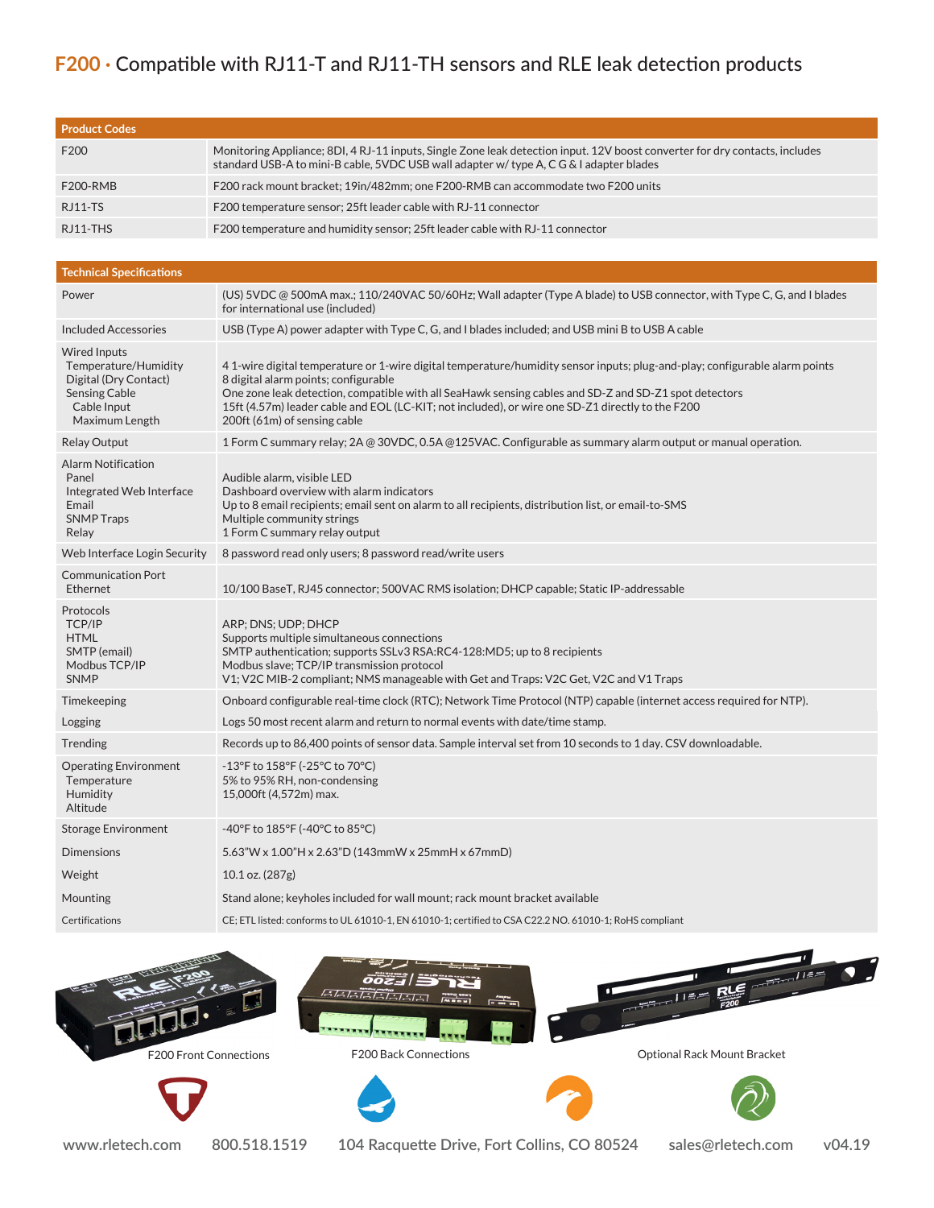# F200 · Compatible with RJ11-T and RJ11-TH sensors and RLE leak detection products

| Product Codes | |
| --- | --- |
| F200 | Monitoring Appliance; 8DI, 4 RJ-11 inputs, Single Zone leak detection input. 12V boost converter for dry contacts, includes standard USB-A to mini-B cable, 5VDC USB wall adapter w/ type A, C G & I adapter blades |
| F200-RMB | F200 rack mount bracket; 19in/482mm; one F200-RMB can accommodate two F200 units |
| RJ11-TS | F200 temperature sensor; 25ft leader cable with RJ-11 connector |
| RJ11-THS | F200 temperature and humidity sensor; 25ft leader cable with RJ-11 connector |

| Technical Specifications | |
| --- | --- |
| Power | (US) 5VDC @ 500mA max.; 110/240VAC 50/60Hz; Wall adapter (Type A blade) to USB connector, with Type C, G, and I blades for international use (included) |
| Included Accessories | USB (Type A) power adapter with Type C, G, and I blades included; and USB mini B to USB A cable |
| Wired Inputs<br>Temperature/Humidity<br>Digital (Dry Contact)<br>Sensing Cable<br>Cable Input<br>Maximum Length | <br>4 1-wire digital temperature or 1-wire digital temperature/humidity sensor inputs; plug-and-play; configurable alarm points<br>8 digital alarm points; configurable<br>One zone leak detection, compatible with all SeaHawk sensing cables and SD-Z and SD-Z1 spot detectors<br>15ft (4.57m) leader cable and EOL (LC-KIT; not included), or wire one SD-Z1 directly to the F200<br>200ft (61m) of sensing cable |
| Relay Output | 1 Form C summary relay; 2A @ 30VDC, 0.5A @125VAC. Configurable as summary alarm output or manual operation. |
| Alarm Notification<br>Panel<br>Integrated Web Interface<br>Email<br>SNMP Traps<br>Relay | <br>Audible alarm, visible LED<br>Dashboard overview with alarm indicators<br>Up to 8 email recipients; email sent on alarm to all recipients, distribution list, or email-to-SMS<br>Multiple community strings<br>1 Form C summary relay output |
| Web Interface Login Security | 8 password read only users; 8 password read/write users |
| Communication Port<br>Ethernet | <br>10/100 BaseT, RJ45 connector; 500VAC RMS isolation; DHCP capable; Static IP-addressable |
| Protocols<br>TCP/IP<br>HTML<br>SMTP (email)<br>Modbus TCP/IP<br>SNMP | <br>ARP; DNS; UDP; DHCP<br>Supports multiple simultaneous connections<br>SMTP authentication; supports SSLv3 RSA:RC4-128:MD5; up to 8 recipients<br>Modbus slave; TCP/IP transmission protocol<br>V1; V2C MIB-2 compliant; NMS manageable with Get and Traps: V2C Get, V2C and V1 Traps |
| Timekeeping | Onboard configurable real-time clock (RTC); Network Time Protocol (NTP) capable (internet access required for NTP). |
| Logging | Logs 50 most recent alarm and return to normal events with date/time stamp. |
| Trending | Records up to 86,400 points of sensor data. Sample interval set from 10 seconds to 1 day. CSV downloadable. |
| Operating Environment<br>Temperature<br>Humidity<br>Altitude | -13°F to 158°F (-25°C to 70°C)<br>5% to 95% RH, non-condensing<br>15,000ft (4,572m) max. |
| Storage Environment | -40°F to 185°F (-40°C to 85°C) |
| Dimensions | 5.63"W x 1.00"H x 2.63"D (143mmW x 25mmH x 67mmD) |
| Weight | 10.1 oz. (287g) |
| Mounting | Stand alone; keyholes included for wall mount; rack mount bracket available |
| Certifications | CE; ETL listed: conforms to UL 61010-1, EN 61010-1; certified to CSA C22.2 NO. 61010-1; RoHS compliant |

F200 Front Connections

F200 Back Connections

Optional Rack Mount Bracket

www.rletech.com 800.518.1519 104 Racquette Drive, Fort Collins, CO 80524 sales@rletech.com v04.19